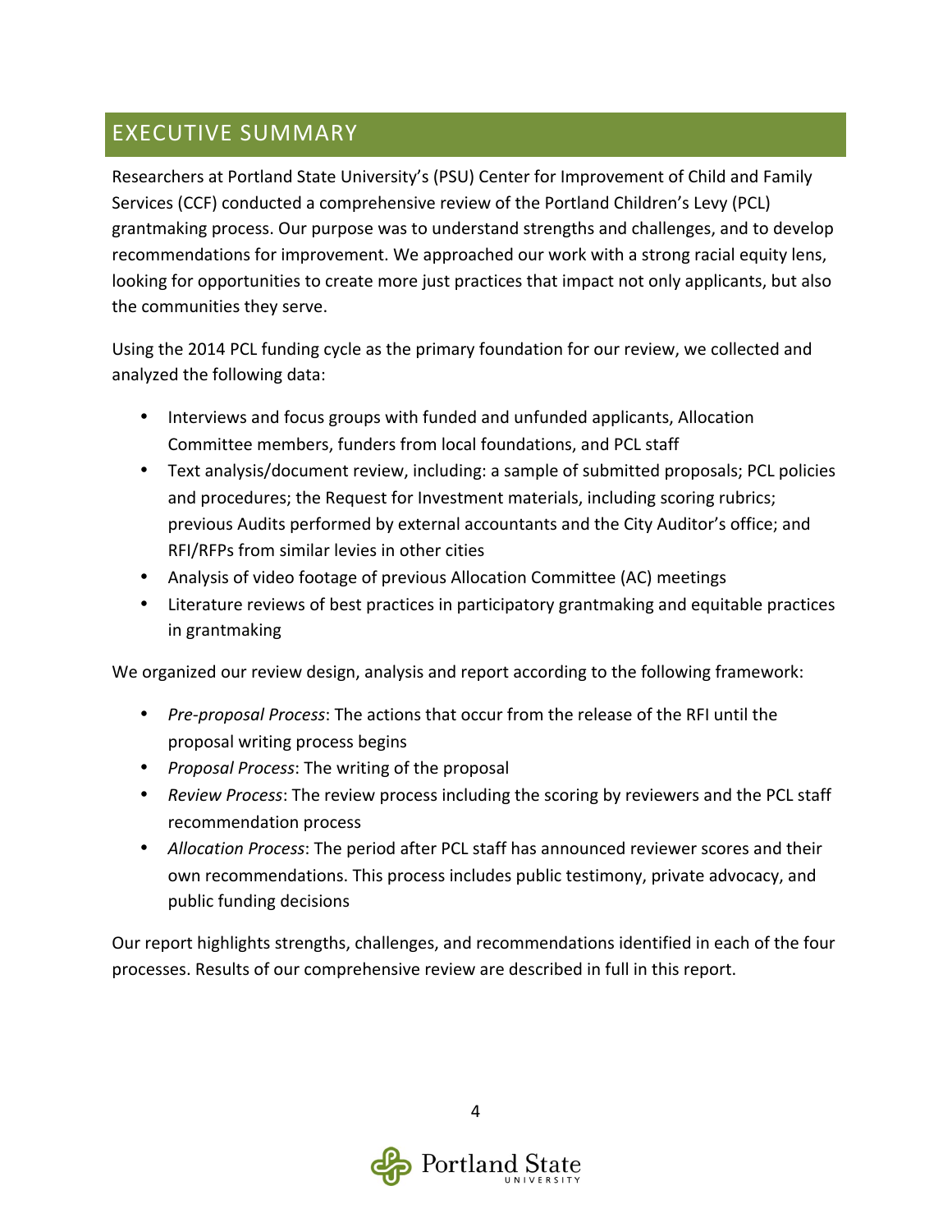# EXECUTIVE SUMMARY

Researchers at Portland State University's (PSU) Center for Improvement of Child and Family Services (CCF) conducted a comprehensive review of the Portland Children's Levy (PCL) grantmaking process. Our purpose was to understand strengths and challenges, and to develop recommendations for improvement. We approached our work with a strong racial equity lens, looking for opportunities to create more just practices that impact not only applicants, but also the communities they serve.

Using the 2014 PCL funding cycle as the primary foundation for our review, we collected and analyzed the following data:

- Interviews and focus groups with funded and unfunded applicants, Allocation Committee members, funders from local foundations, and PCL staff
- Text analysis/document review, including: a sample of submitted proposals; PCL policies and procedures; the Request for Investment materials, including scoring rubrics; previous Audits performed by external accountants and the City Auditor's office; and RFI/RFPs from similar levies in other cities
- Analysis of video footage of previous Allocation Committee (AC) meetings
- Literature reviews of best practices in participatory grantmaking and equitable practices in grantmaking

We organized our review design, analysis and report according to the following framework:

- *Pre-proposal Process*: The actions that occur from the release of the RFI until the proposal writing process begins
- *Proposal Process*: The writing of the proposal
- *Review Process*: The review process including the scoring by reviewers and the PCL staff recommendation process
- *Allocation Process*: The period after PCL staff has announced reviewer scores and their own recommendations. This process includes public testimony, private advocacy, and public funding decisions

Our report highlights strengths, challenges, and recommendations identified in each of the four processes. Results of our comprehensive review are described in full in this report.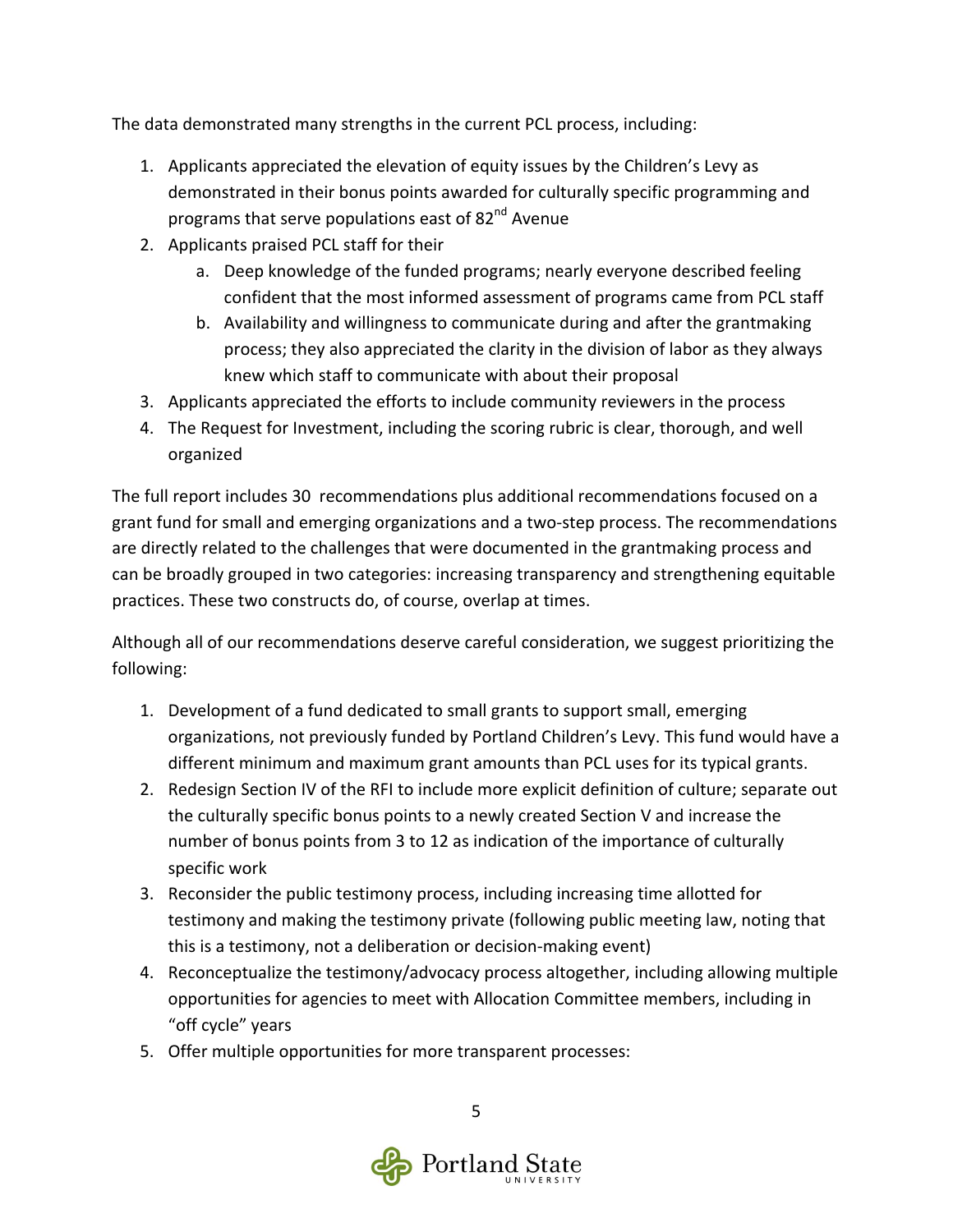The data demonstrated many strengths in the current PCL process, including:

1. Applicants appreciated the elevation of equity issues by the Children's Levy as demonstrated in their bonus points awarded for culturally specific programming and programs that serve populations east of 82nd Avenue
2. Applicants praised PCL staff for their
   a. Deep knowledge of the funded programs; nearly everyone described feeling confident that the most informed assessment of programs came from PCL staff
   b. Availability and willingness to communicate during and after the grantmaking process; they also appreciated the clarity in the division of labor as they always knew which staff to communicate with about their proposal
3. Applicants appreciated the efforts to include community reviewers in the process
4. The Request for Investment, including the scoring rubric is clear, thorough, and well organized

The full report includes 30 recommendations plus additional recommendations focused on a grant fund for small and emerging organizations and a two-step process. The recommendations are directly related to the challenges that were documented in the grantmaking process and can be broadly grouped in two categories: increasing transparency and strengthening equitable practices. These two constructs do, of course, overlap at times.

Although all of our recommendations deserve careful consideration, we suggest prioritizing the following:

1. Development of a fund dedicated to small grants to support small, emerging organizations, not previously funded by Portland Children's Levy. This fund would have a different minimum and maximum grant amounts than PCL uses for its typical grants.
2. Redesign Section IV of the RFI to include more explicit definition of culture; separate out the culturally specific bonus points to a newly created Section V and increase the number of bonus points from 3 to 12 as indication of the importance of culturally specific work
3. Reconsider the public testimony process, including increasing time allotted for testimony and making the testimony private (following public meeting law, noting that this is a testimony, not a deliberation or decision-making event)
4. Reconceptualize the testimony/advocacy process altogether, including allowing multiple opportunities for agencies to meet with Allocation Committee members, including in "off cycle" years
5. Offer multiple opportunities for more transparent processes: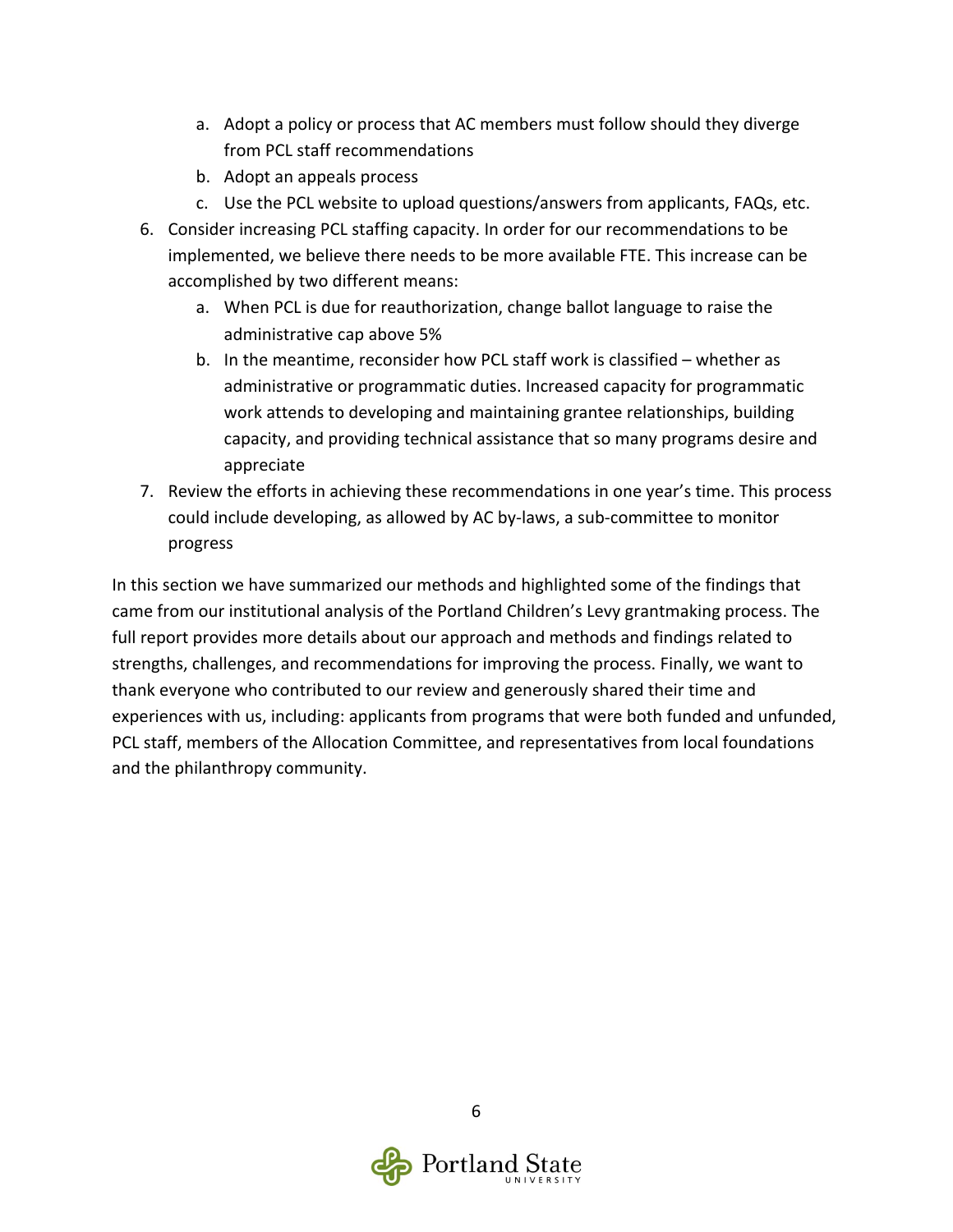a. Adopt a policy or process that AC members must follow should they diverge from PCL staff recommendations
   b. Adopt an appeals process
   c. Use the PCL website to upload questions/answers from applicants, FAQs, etc.

6. Consider increasing PCL staffing capacity. In order for our recommendations to be implemented, we believe there needs to be more available FTE. This increase can be accomplished by two different means:
   a. When PCL is due for reauthorization, change ballot language to raise the administrative cap above 5%
   b. In the meantime, reconsider how PCL staff work is classified – whether as administrative or programmatic duties. Increased capacity for programmatic work attends to developing and maintaining grantee relationships, building capacity, and providing technical assistance that so many programs desire and appreciate
7. Review the efforts in achieving these recommendations in one year's time. This process could include developing, as allowed by AC by-laws, a sub-committee to monitor progress

In this section we have summarized our methods and highlighted some of the findings that came from our institutional analysis of the Portland Children's Levy grantmaking process. The full report provides more details about our approach and methods and findings related to strengths, challenges, and recommendations for improving the process. Finally, we want to thank everyone who contributed to our review and generously shared their time and experiences with us, including: applicants from programs that were both funded and unfunded, PCL staff, members of the Allocation Committee, and representatives from local foundations and the philanthropy community.